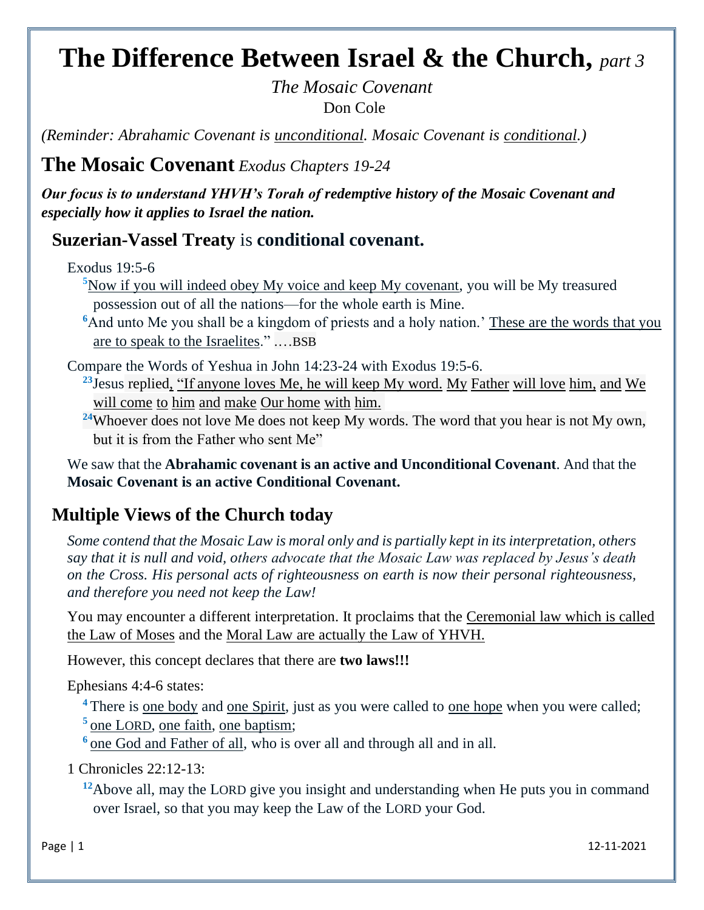# The Difference Between Israel & the Church, *part 3*

*The Mosaic Covenant*

Don Cole

*(Reminder: Abrahamic Covenant is unconditional. Mosaic Covenant is conditional.)*

## The Mosaic Covenant *Exodus Chapters 19-24*

***Our focus is to understand YHVH's Torah of redemptive history of the Mosaic Covenant and especially how it applies to Israel the nation.***

### Suzerian-Vassel Treaty is conditional covenant.

Exodus 19:5-6

[5]Now if you will indeed obey My voice and keep My covenant, you will be My treasured possession out of all the nations—for the whole earth is Mine.

[6]And unto Me you shall be a kingdom of priests and a holy nation.' These are the words that you are to speak to the Israelites." .…BSB

Compare the Words of Yeshua in John 14:23-24 with Exodus 19:5-6.

[23]Jesus replied, "If anyone loves Me, he will keep My word. My Father will love him, and We will come to him and make Our home with him.

[24]Whoever does not love Me does not keep My words. The word that you hear is not My own, but it is from the Father who sent Me"

We saw that the **Abrahamic covenant is an active and Unconditional Covenant**. And that the **Mosaic Covenant is an active Conditional Covenant.**

### Multiple Views of the Church today

*Some contend that the Mosaic Law is moral only and is partially kept in its interpretation, others say that it is null and void, others advocate that the Mosaic Law was replaced by Jesus's death on the Cross. His personal acts of righteousness on earth is now their personal righteousness, and therefore you need not keep the Law!*

You may encounter a different interpretation. It proclaims that the Ceremonial law which is called the Law of Moses and the Moral Law are actually the Law of YHVH.

However, this concept declares that there are **two laws!!!**

Ephesians 4:4-6 states:

[4] There is one body and one Spirit, just as you were called to one hope when you were called;

[5] one LORD, one faith, one baptism;

[6] one God and Father of all, who is over all and through all and in all.

1 Chronicles 22:12-13:

[12]Above all, may the LORD give you insight and understanding when He puts you in command over Israel, so that you may keep the Law of the LORD your God.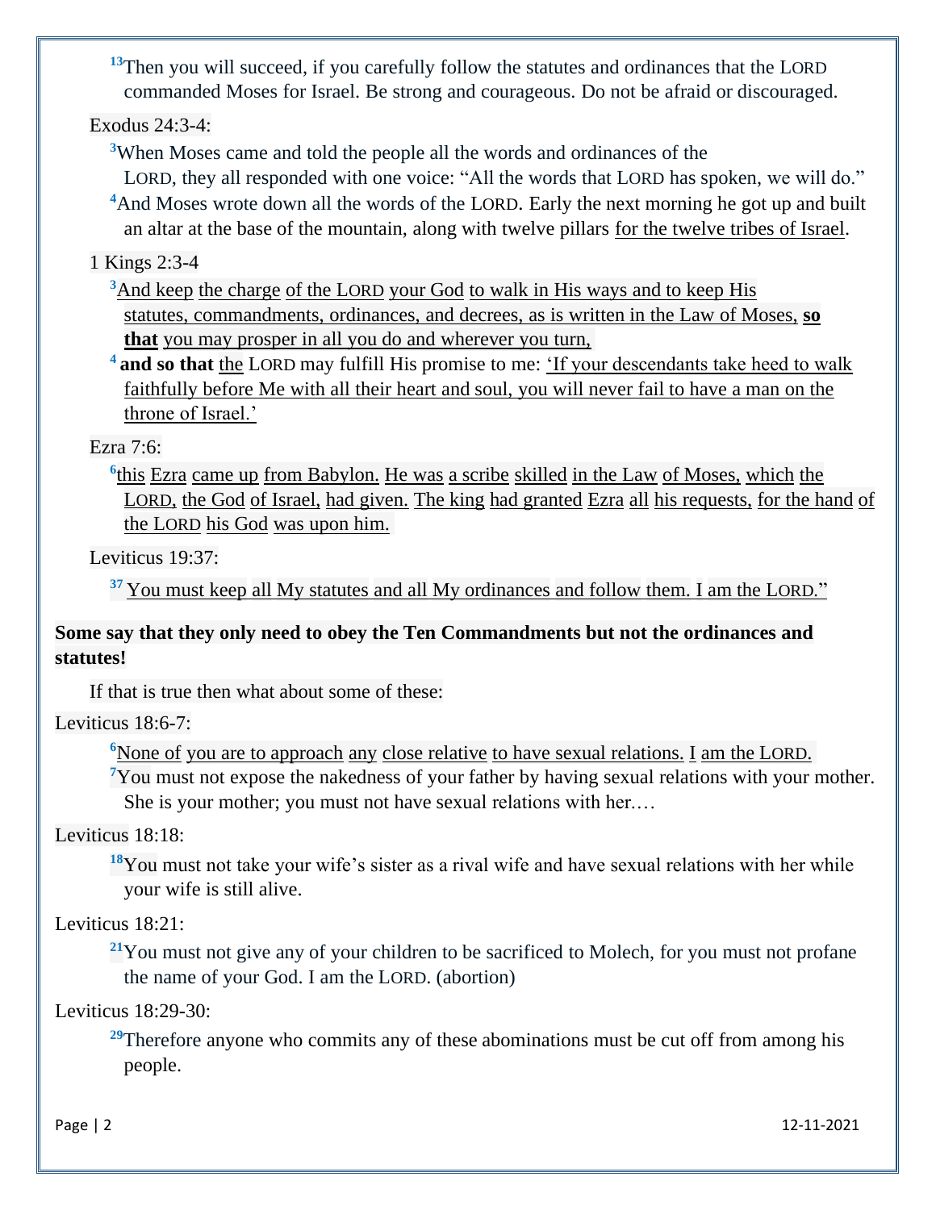[13]Then you will succeed, if you carefully follow the statutes and ordinances that the LORD commanded Moses for Israel. Be strong and courageous. Do not be afraid or discouraged.

Exodus 24:3-4:

[3]When Moses came and told the people all the words and ordinances of the LORD, they all responded with one voice: "All the words that LORD has spoken, we will do."

[4]And Moses wrote down all the words of the LORD. Early the next morning he got up and built an altar at the base of the mountain, along with twelve pillars for the twelve tribes of Israel.

1 Kings 2:3-4

[3]And keep the charge of the LORD your God to walk in His ways and to keep His statutes, commandments, ordinances, and decrees, as is written in the Law of Moses, **so that** you may prosper in all you do and wherever you turn,

[4] **and so that** the LORD may fulfill His promise to me: 'If your descendants take heed to walk faithfully before Me with all their heart and soul, you will never fail to have a man on the throne of Israel.'

Ezra 7:6:

[6]this Ezra came up from Babylon. He was a scribe skilled in the Law of Moses, which the LORD, the God of Israel, had given. The king had granted Ezra all his requests, for the hand of the LORD his God was upon him.

Leviticus 19:37:

[37] You must keep all My statutes and all My ordinances and follow them. I am the LORD."

**Some say that they only need to obey the Ten Commandments but not the ordinances and statutes!**

If that is true then what about some of these:

Leviticus 18:6-7:

[6]None of you are to approach any close relative to have sexual relations. I am the LORD.

[7]You must not expose the nakedness of your father by having sexual relations with your mother. She is your mother; you must not have sexual relations with her.…

Leviticus 18:18:

[18]You must not take your wife's sister as a rival wife and have sexual relations with her while your wife is still alive.

Leviticus 18:21:

[21]You must not give any of your children to be sacrificed to Molech, for you must not profane the name of your God. I am the LORD. (abortion)

Leviticus 18:29-30:

[29]Therefore anyone who commits any of these abominations must be cut off from among his people.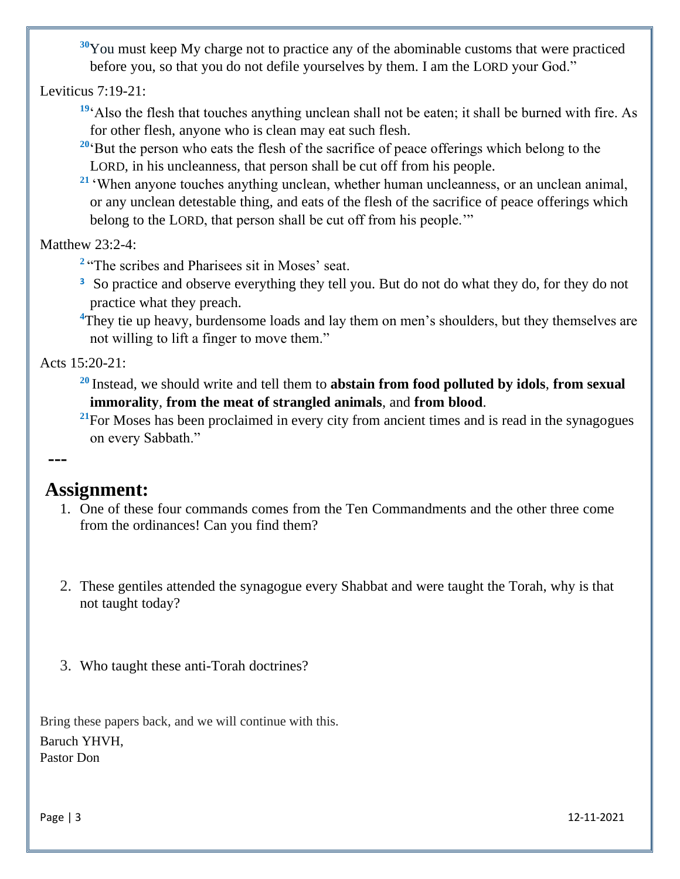[30]You must keep My charge not to practice any of the abominable customs that were practiced before you, so that you do not defile yourselves by them. I am the LORD your God."

Leviticus 7:19-21:

> [19]'Also the flesh that touches anything unclean shall not be eaten; it shall be burned with fire. As for other flesh, anyone who is clean may eat such flesh.
>
> [20]'But the person who eats the flesh of the sacrifice of peace offerings which belong to the LORD, in his uncleanness, that person shall be cut off from his people.
>
> [21] 'When anyone touches anything unclean, whether human uncleanness, or an unclean animal, or any unclean detestable thing, and eats of the flesh of the sacrifice of peace offerings which belong to the LORD, that person shall be cut off from his people.'"

Matthew 23:2-4:

> [2] "The scribes and Pharisees sit in Moses' seat.
>
> [3] So practice and observe everything they tell you. But do not do what they do, for they do not practice what they preach.
>
> [4]They tie up heavy, burdensome loads and lay them on men's shoulders, but they themselves are not willing to lift a finger to move them."

Acts 15:20-21:

> [20] Instead, we should write and tell them to **abstain from food polluted by idols**, **from sexual immorality**, **from the meat of strangled animals**, and **from blood**.
>
> [21]For Moses has been proclaimed in every city from ancient times and is read in the synagogues on every Sabbath."

---

## Assignment:

1. One of these four commands comes from the Ten Commandments and the other three come from the ordinances! Can you find them?

2. These gentiles attended the synagogue every Shabbat and were taught the Torah, why is that not taught today?

3. Who taught these anti-Torah doctrines?

Bring these papers back, and we will continue with this.

Baruch YHVH,
Pastor Don

12-11-2021